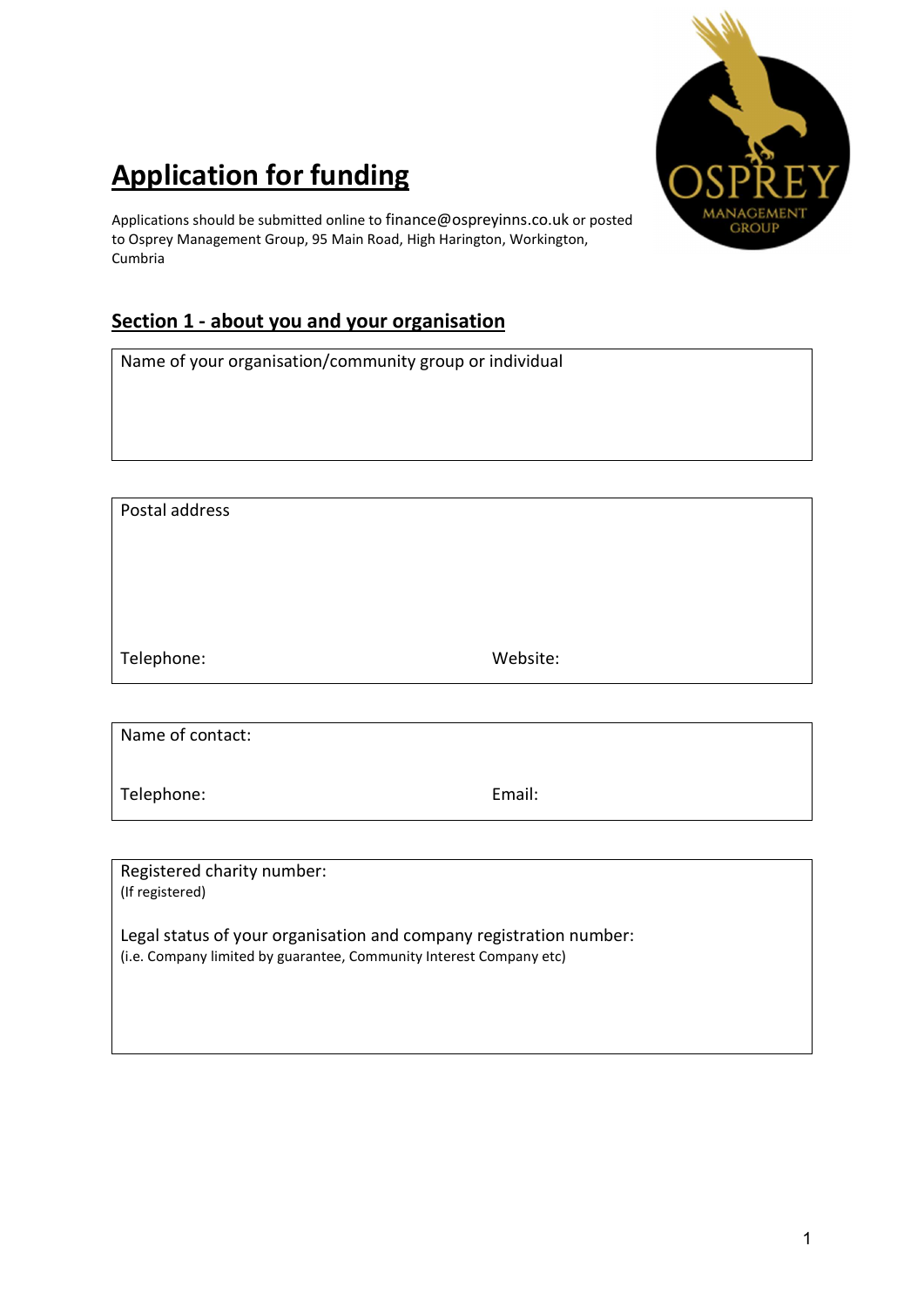# Application for funding

Applications should be submitted online to finance@ospreyinns.co.uk or posted to Osprey Management Group, 95 Main Road, High Harington, Workington, Cumbria

## Section 1 - about you and your organisation

Name of your organisation/community group or individual

Postal address

Telephone: 

Website:

Name of contact:

Telephone: 

Email:

Registered charity number:
(If registered)

Legal status of your organisation and company registration number:
(i.e. Company limited by guarantee, Community Interest Company etc)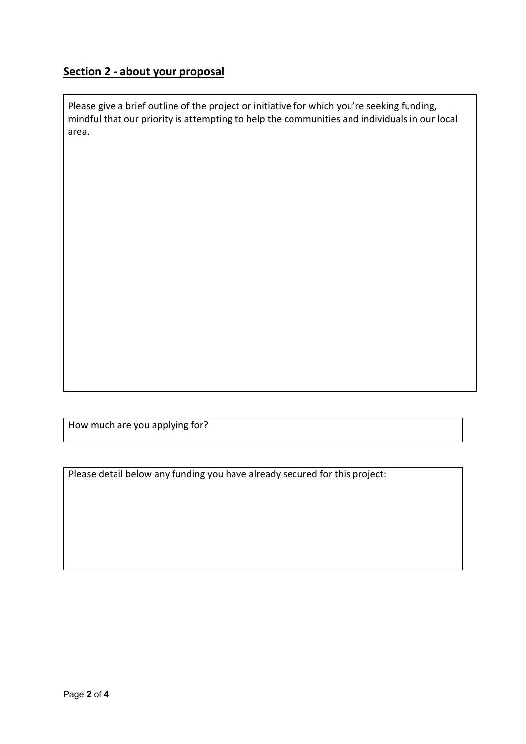## Section 2 - about your proposal

Please give a brief outline of the project or initiative for which you're seeking funding, mindful that our priority is attempting to help the communities and individuals in our local area.

How much are you applying for?

Please detail below any funding you have already secured for this project: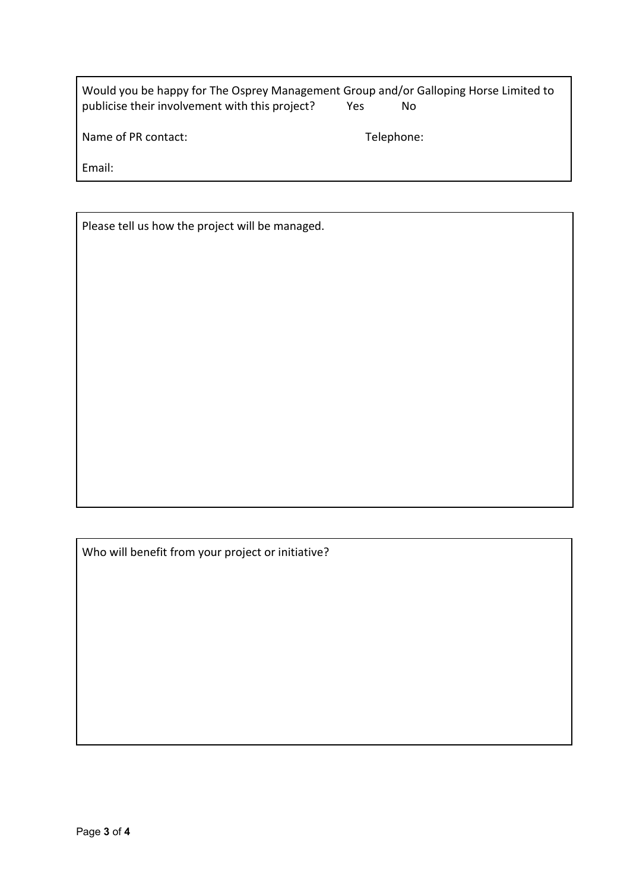Would you be happy for The Osprey Management Group and/or Galloping Horse Limited to publicise their involvement with this project? Yes No

Name of PR contact: Telephone:

Email:

Please tell us how the project will be managed.

Who will benefit from your project or initiative?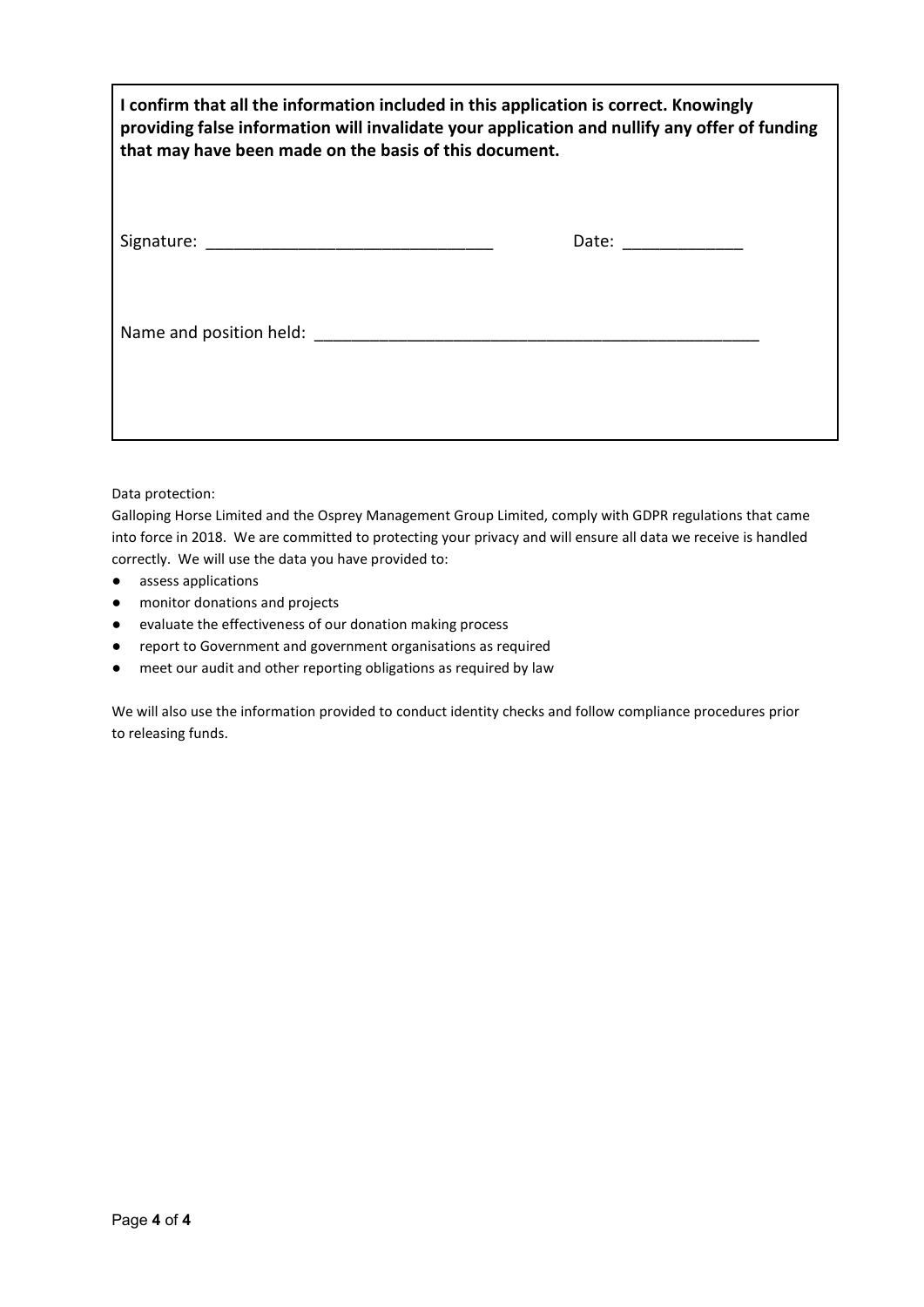**I confirm that all the information included in this application is correct. Knowingly providing false information will invalidate your application and nullify any offer of funding that may have been made on the basis of this document.**

Signature: ______________________________ Date: _____________

Name and position held: ________________________________________________

Data protection:
Galloping Horse Limited and the Osprey Management Group Limited, comply with GDPR regulations that came into force in 2018. We are committed to protecting your privacy and will ensure all data we receive is handled correctly. We will use the data you have provided to:

- assess applications
- monitor donations and projects
- evaluate the effectiveness of our donation making process
- report to Government and government organisations as required
- meet our audit and other reporting obligations as required by law

We will also use the information provided to conduct identity checks and follow compliance procedures prior to releasing funds.